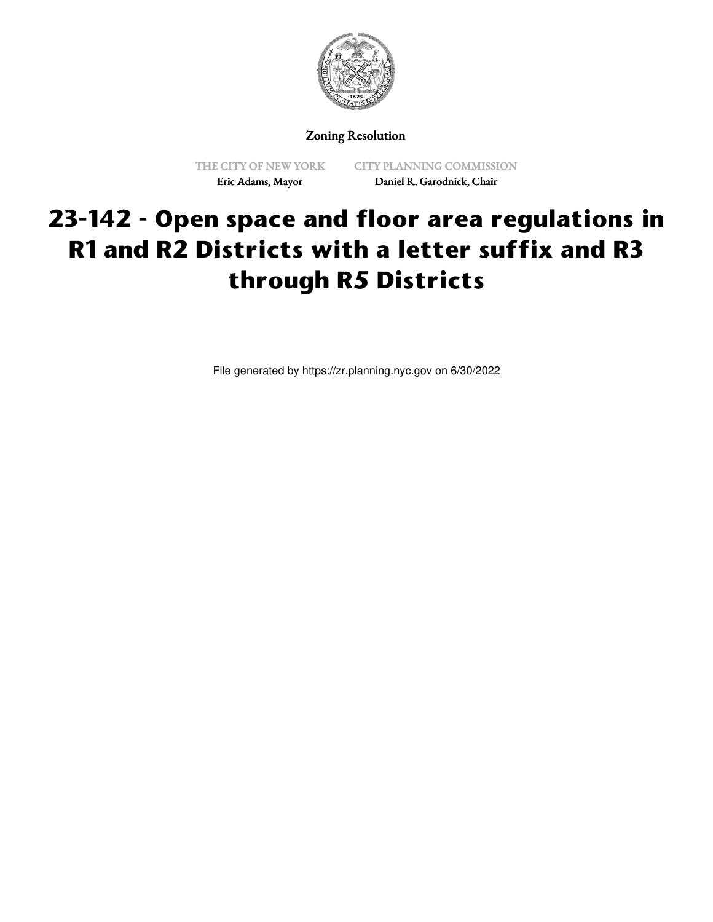Zoning Resolution

THE CITY OF NEW YORK
Eric Adams, Mayor

CITY PLANNING COMMISSION
Daniel R. Garodnick, Chair

# 23-142 - Open space and floor area regulations in R1 and R2 Districts with a letter suffix and R3 through R5 Districts

File generated by https://zr.planning.nyc.gov on 6/30/2022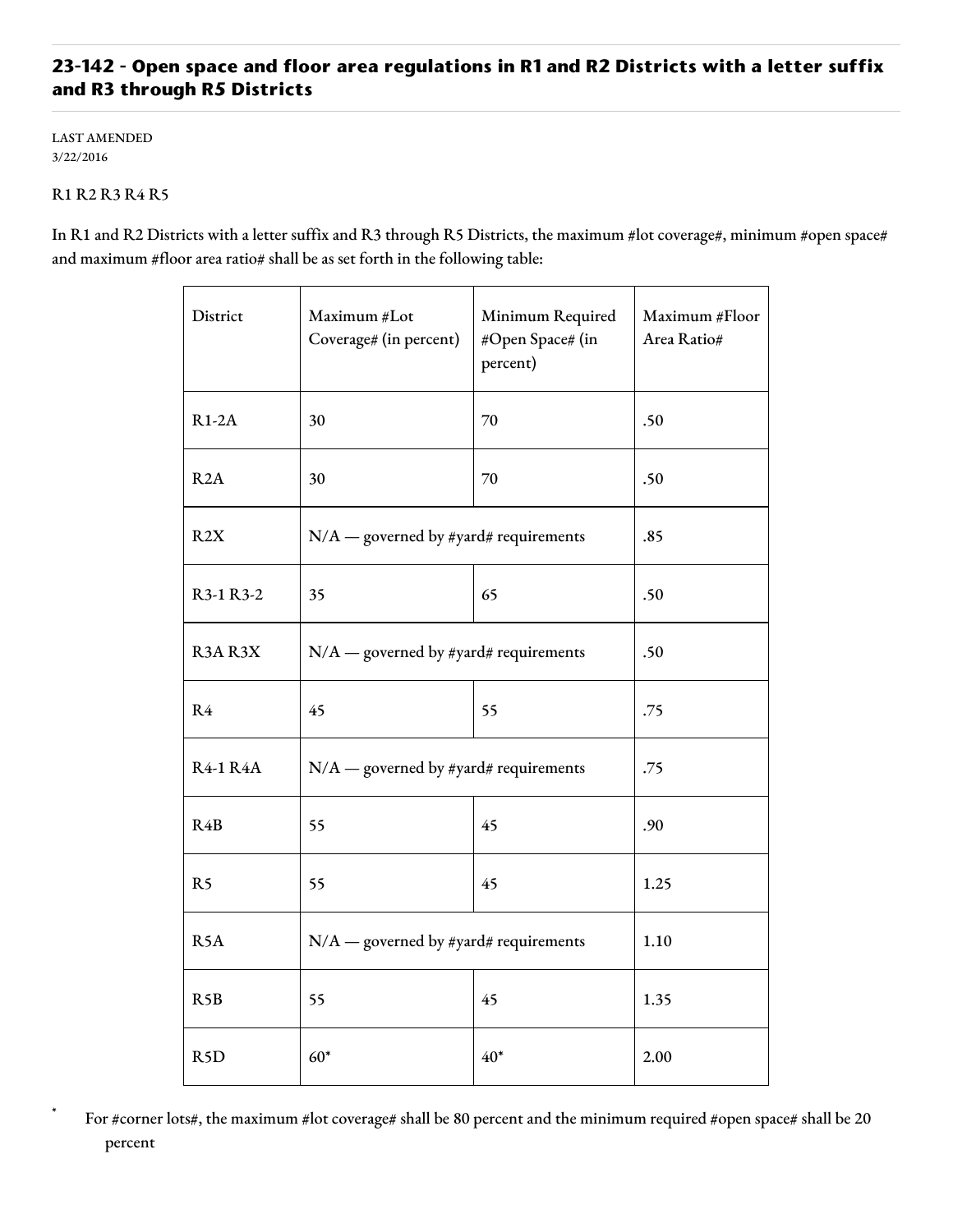## 23-142 - Open space and floor area regulations in R1 and R2 Districts with a letter suffix and R3 through R5 Districts

LAST AMENDED
3/22/2016

R1 R2 R3 R4 R5

In R1 and R2 Districts with a letter suffix and R3 through R5 Districts, the maximum #lot coverage#, minimum #open space# and maximum #floor area ratio# shall be as set forth in the following table:

| District | Maximum #Lot Coverage# (in percent) | Minimum Required #Open Space# (in percent) | Maximum #Floor Area Ratio# |
|---|---|---|---|
| R1-2A | 30 | 70 | .50 |
| R2A | 30 | 70 | .50 |
| R2X | N/A — governed by #yard# requirements | | .85 |
| R3-1 R3-2 | 35 | 65 | .50 |
| R3A R3X | N/A — governed by #yard# requirements | | .50 |
| R4 | 45 | 55 | .75 |
| R4-1 R4A | N/A — governed by #yard# requirements | | .75 |
| R4B | 55 | 45 | .90 |
| R5 | 55 | 45 | 1.25 |
| R5A | N/A — governed by #yard# requirements | | 1.10 |
| R5B | 55 | 45 | 1.35 |
| R5D | 60* | 40* | 2.00 |

\* For #corner lots#, the maximum #lot coverage# shall be 80 percent and the minimum required #open space# shall be 20 percent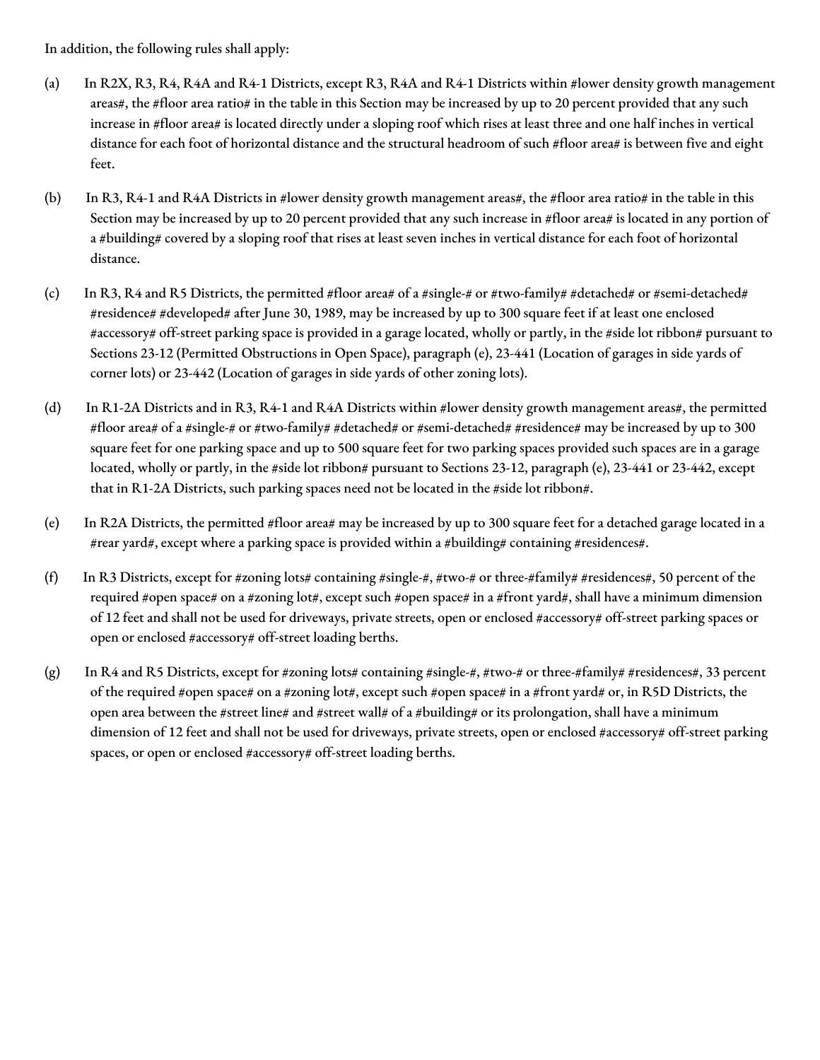In addition, the following rules shall apply:

(a) In R2X, R3, R4, R4A and R4-1 Districts, except R3, R4A and R4-1 Districts within #lower density growth management areas#, the #floor area ratio# in the table in this Section may be increased by up to 20 percent provided that any such increase in #floor area# is located directly under a sloping roof which rises at least three and one half inches in vertical distance for each foot of horizontal distance and the structural headroom of such #floor area# is between five and eight feet.

(b) In R3, R4-1 and R4A Districts in #lower density growth management areas#, the #floor area ratio# in the table in this Section may be increased by up to 20 percent provided that any such increase in #floor area# is located in any portion of a #building# covered by a sloping roof that rises at least seven inches in vertical distance for each foot of horizontal distance.

(c) In R3, R4 and R5 Districts, the permitted #floor area# of a #single-# or #two-family# #detached# or #semi-detached# #residence# #developed# after June 30, 1989, may be increased by up to 300 square feet if at least one enclosed #accessory# off-street parking space is provided in a garage located, wholly or partly, in the #side lot ribbon# pursuant to Sections 23-12 (Permitted Obstructions in Open Space), paragraph (e), 23-441 (Location of garages in side yards of corner lots) or 23-442 (Location of garages in side yards of other zoning lots).

(d) In R1-2A Districts and in R3, R4-1 and R4A Districts within #lower density growth management areas#, the permitted #floor area# of a #single-# or #two-family# #detached# or #semi-detached# #residence# may be increased by up to 300 square feet for one parking space and up to 500 square feet for two parking spaces provided such spaces are in a garage located, wholly or partly, in the #side lot ribbon# pursuant to Sections 23-12, paragraph (e), 23-441 or 23-442, except that in R1-2A Districts, such parking spaces need not be located in the #side lot ribbon#.

(e) In R2A Districts, the permitted #floor area# may be increased by up to 300 square feet for a detached garage located in a #rear yard#, except where a parking space is provided within a #building# containing #residences#.

(f) In R3 Districts, except for #zoning lots# containing #single-#, #two-# or three-#family# #residences#, 50 percent of the required #open space# on a #zoning lot#, except such #open space# in a #front yard#, shall have a minimum dimension of 12 feet and shall not be used for driveways, private streets, open or enclosed #accessory# off-street parking spaces or open or enclosed #accessory# off-street loading berths.

(g) In R4 and R5 Districts, except for #zoning lots# containing #single-#, #two-# or three-#family# #residences#, 33 percent of the required #open space# on a #zoning lot#, except such #open space# in a #front yard# or, in R5D Districts, the open area between the #street line# and #street wall# of a #building# or its prolongation, shall have a minimum dimension of 12 feet and shall not be used for driveways, private streets, open or enclosed #accessory# off-street parking spaces, or open or enclosed #accessory# off-street loading berths.